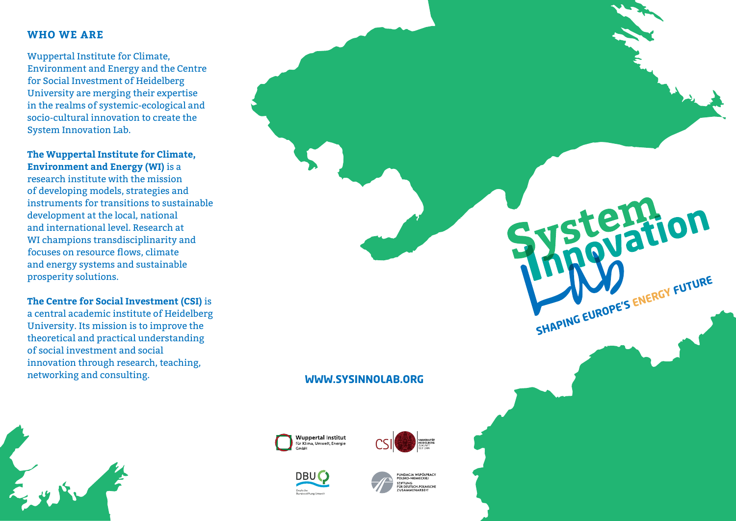## WHO WE ARE

Wuppertal Institute for Climate, Environment and Energy and the Centre for Social Investment of Heidelberg University are merging their expertise in the realms of systemic-ecological and socio-cultural innovation to create the System Innovation Lab.

**The Wuppertal Institute for Climate, Environment and Energy (WI)** is a research institute with the mission of developing models, strategies and instruments for transitions to sustainable development at the local, national and international level. Research at WI champions transdisciplinarity and focuses on resource flows, climate and energy systems and sustainable prosperity solutions.

**The Centre for Social Investment (CSI)** is a central academic institute of Heidelberg University. Its mission is to improve the theoretical and practical understanding of social investment and social innovation through research, teaching, networking and consulting.

**WWW.SYSINNOLAB.ORG**

Wuppertal Institut für Klima, Umwelt, Energie GmbH

CSI | Universität Heidelberg Zukunft seit 1386

DBU Deutsche Bundesstiftung Umwelt

Fundacja Współpracy Polsko-Niemieckiej / Stiftung für Deutsch-Polnische Zusammenarbeit

# System Innovation Lab

**SHAPING EUROPE'S ENERGY FUTURE**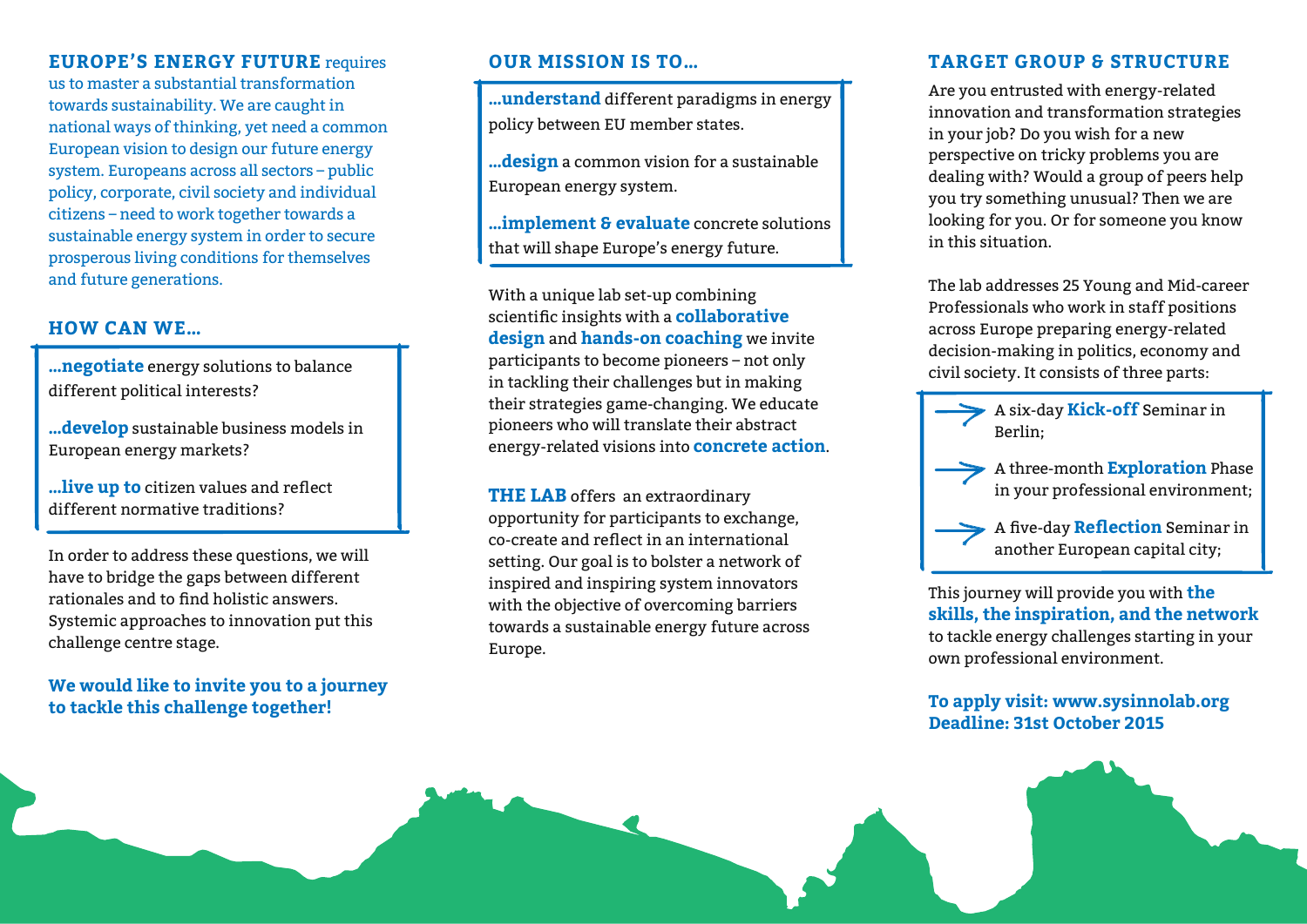**EUROPE'S ENERGY FUTURE** requires us to master a substantial transformation towards sustainability. We are caught in national ways of thinking, yet need a common European vision to design our future energy system. Europeans across all sectors – public policy, corporate, civil society and individual citizens – need to work together towards a sustainable energy system in order to secure prosperous living conditions for themselves and future generations.

## HOW CAN WE…

**…negotiate** energy solutions to balance different political interests?

**…develop** sustainable business models in European energy markets?

**…live up to** citizen values and reflect different normative traditions?

In order to address these questions, we will have to bridge the gaps between different rationales and to find holistic answers. Systemic approaches to innovation put this challenge centre stage.

**We would like to invite you to a journey to tackle this challenge together!**

## OUR MISSION IS TO…

**…understand** different paradigms in energy policy between EU member states.

**…design** a common vision for a sustainable European energy system.

**…implement & evaluate** concrete solutions that will shape Europe's energy future.

With a unique lab set-up combining scientific insights with a **collaborative design** and **hands-on coaching** we invite participants to become pioneers – not only in tackling their challenges but in making their strategies game-changing. We educate pioneers who will translate their abstract energy-related visions into **concrete action**.

**THE LAB** offers an extraordinary opportunity for participants to exchange, co-create and reflect in an international setting. Our goal is to bolster a network of inspired and inspiring system innovators with the objective of overcoming barriers towards a sustainable energy future across Europe.

## TARGET GROUP & STRUCTURE

Are you entrusted with energy-related innovation and transformation strategies in your job? Do you wish for a new perspective on tricky problems you are dealing with? Would a group of peers help you try something unusual? Then we are looking for you. Or for someone you know in this situation.

The lab addresses 25 Young and Mid-career Professionals who work in staff positions across Europe preparing energy-related decision-making in politics, economy and civil society. It consists of three parts:

- A six-day **Kick-off** Seminar in Berlin;
- A three-month **Exploration** Phase in your professional environment;
- A five-day **Reflection** Seminar in another European capital city;

This journey will provide you with **the skills, the inspiration, and the network** to tackle energy challenges starting in your own professional environment.

**To apply visit: www.sysinnolab.org**
**Deadline: 31st October 2015**